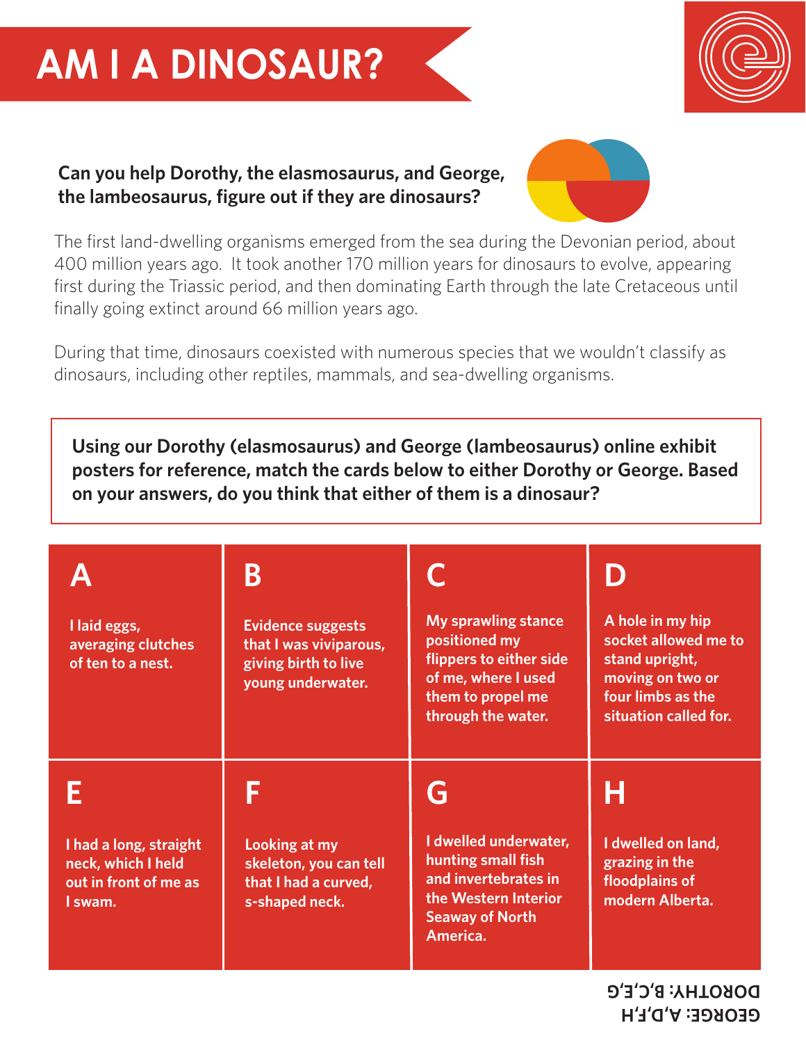# AM I A DINOSAUR?

**Can you help Dorothy, the elasmosaurus, and George, the lambeosaurus, figure out if they are dinosaurs?**

The first land-dwelling organisms emerged from the sea during the Devonian period, about 400 million years ago. It took another 170 million years for dinosaurs to evolve, appearing first during the Triassic period, and then dominating Earth through the late Cretaceous until finally going extinct around 66 million years ago.

During that time, dinosaurs coexisted with numerous species that we wouldn't classify as dinosaurs, including other reptiles, mammals, and sea-dwelling organisms.

**Using our Dorothy (elasmosaurus) and George (lambeosaurus) online exhibit posters for reference, match the cards below to either Dorothy or George. Based on your answers, do you think that either of them is a dinosaur?**

| A | B | C | D |
|---|---|---|---|
| I laid eggs, averaging clutches of ten to a nest. | Evidence suggests that I was viviparous, giving birth to live young underwater. | My sprawling stance positioned my flippers to either side of me, where I used them to propel me through the water. | A hole in my hip socket allowed me to stand upright, moving on two or four limbs as the situation called for. |
| **E** | **F** | **G** | **H** |
| I had a long, straight neck, which I held out in front of me as I swam. | Looking at my skeleton, you can tell that I had a curved, s-shaped neck. | I dwelled underwater, hunting small fish and invertebrates in the Western Interior Seaway of North America. | I dwelled on land, grazing in the floodplains of modern Alberta. |

DOROTHY: B,C,E,G
GEORGE: A,D,F,H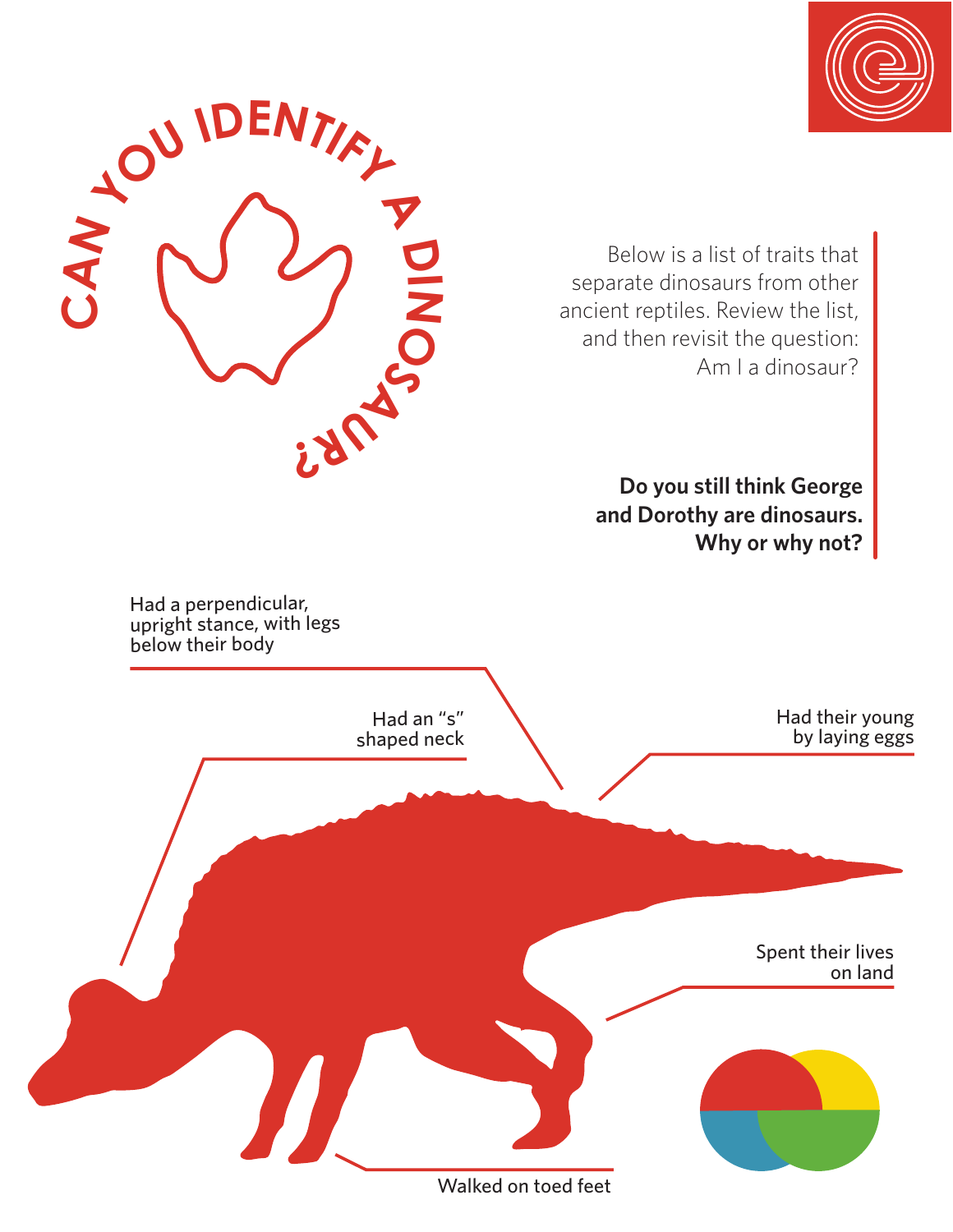# CAN YOU IDENTIFY A DINOSAUR?

Below is a list of traits that separate dinosaurs from other ancient reptiles. Review the list, and then revisit the question: Am I a dinosaur?

**Do you still think George and Dorothy are dinosaurs. Why or why not?**

Had a perpendicular, upright stance, with legs below their body

Had an "s" shaped neck

Had their young by laying eggs

Spent their lives on land

Walked on toed feet